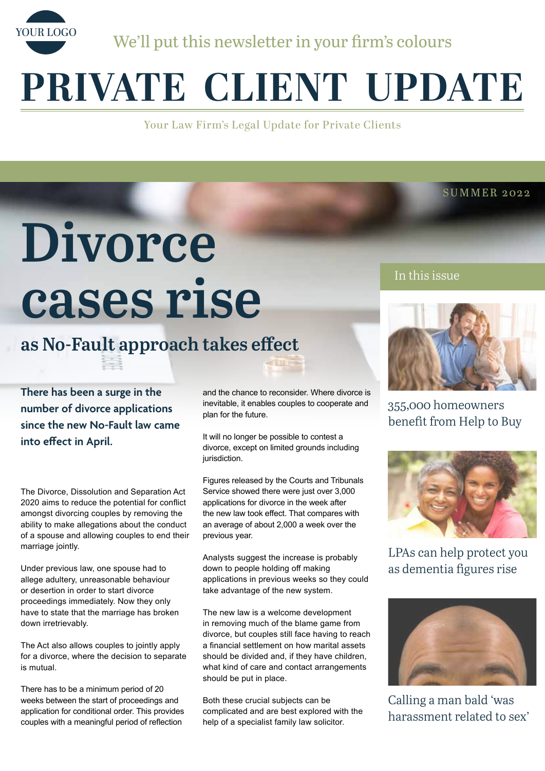YOUR LOGO

We'll put this newsletter in your firm's colours

# PRIVATE CLIENT UPDATE

Your Law Firm's Legal Update for Private Clients

SUMMER 2022

# Divorce cases rise

## as No-Fault approach takes effect

**There has been a surge in the number of divorce applications since the new No-Fault law came into effect in April.**

The Divorce, Dissolution and Separation Act 2020 aims to reduce the potential for conflict amongst divorcing couples by removing the ability to make allegations about the conduct of a spouse and allowing couples to end their marriage jointly.

Under previous law, one spouse had to allege adultery, unreasonable behaviour or desertion in order to start divorce proceedings immediately. Now they only have to state that the marriage has broken down irretrievably.

The Act also allows couples to jointly apply for a divorce, where the decision to separate is mutual.

There has to be a minimum period of 20 weeks between the start of proceedings and application for conditional order. This provides couples with a meaningful period of reflection and the chance to reconsider. Where divorce is inevitable, it enables couples to cooperate and plan for the future.

It will no longer be possible to contest a divorce, except on limited grounds including jurisdiction.

Figures released by the Courts and Tribunals Service showed there were just over 3,000 applications for divorce in the week after the new law took effect. That compares with an average of about 2,000 a week over the previous year.

Analysts suggest the increase is probably down to people holding off making applications in previous weeks so they could take advantage of the new system.

The new law is a welcome development in removing much of the blame game from divorce, but couples still face having to reach a financial settlement on how marital assets should be divided and, if they have children, what kind of care and contact arrangements should be put in place.

Both these crucial subjects can be complicated and are best explored with the help of a specialist family law solicitor.

### In this issue

355,000 homeowners benefit from Help to Buy

LPAs can help protect you as dementia figures rise

Calling a man bald 'was harassment related to sex'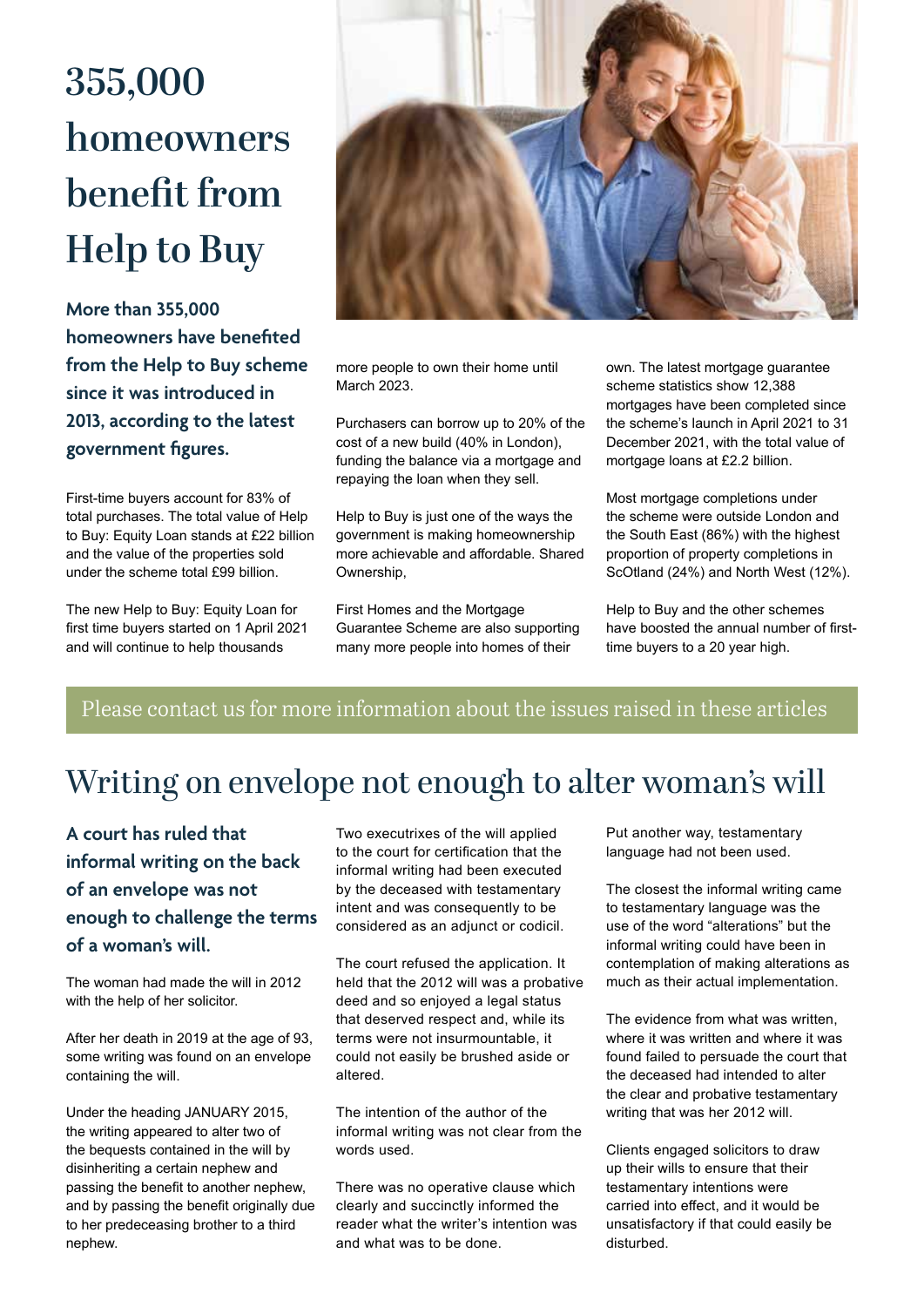# 355,000 homeowners benefit from Help to Buy

**More than 355,000 homeowners have benefited from the Help to Buy scheme since it was introduced in 2013, according to the latest government figures.**

First-time buyers account for 83% of total purchases. The total value of Help to Buy: Equity Loan stands at £22 billion and the value of the properties sold under the scheme total £99 billion.

The new Help to Buy: Equity Loan for first time buyers started on 1 April 2021 and will continue to help thousands more people to own their home until March 2023.

Purchasers can borrow up to 20% of the cost of a new build (40% in London), funding the balance via a mortgage and repaying the loan when they sell.

Help to Buy is just one of the ways the government is making homeownership more achievable and affordable. Shared Ownership,

First Homes and the Mortgage Guarantee Scheme are also supporting many more people into homes of their own. The latest mortgage guarantee scheme statistics show 12,388 mortgages have been completed since the scheme's launch in April 2021 to 31 December 2021, with the total value of mortgage loans at £2.2 billion.

Most mortgage completions under the scheme were outside London and the South East (86%) with the highest proportion of property completions in ScOtland (24%) and North West (12%).

Help to Buy and the other schemes have boosted the annual number of first-time buyers to a 20 year high.

Please contact us for more information about the issues raised in these articles

# Writing on envelope not enough to alter woman's will

**A court has ruled that informal writing on the back of an envelope was not enough to challenge the terms of a woman's will.**

The woman had made the will in 2012 with the help of her solicitor.

After her death in 2019 at the age of 93, some writing was found on an envelope containing the will.

Under the heading JANUARY 2015, the writing appeared to alter two of the bequests contained in the will by disinheriting a certain nephew and passing the benefit to another nephew, and by passing the benefit originally due to her predeceasing brother to a third nephew.

Two executrixes of the will applied to the court for certification that the informal writing had been executed by the deceased with testamentary intent and was consequently to be considered as an adjunct or codicil.

The court refused the application. It held that the 2012 will was a probative deed and so enjoyed a legal status that deserved respect and, while its terms were not insurmountable, it could not easily be brushed aside or altered.

The intention of the author of the informal writing was not clear from the words used.

There was no operative clause which clearly and succinctly informed the reader what the writer's intention was and what was to be done.

Put another way, testamentary language had not been used.

The closest the informal writing came to testamentary language was the use of the word "alterations" but the informal writing could have been in contemplation of making alterations as much as their actual implementation.

The evidence from what was written, where it was written and where it was found failed to persuade the court that the deceased had intended to alter the clear and probative testamentary writing that was her 2012 will.

Clients engaged solicitors to draw up their wills to ensure that their testamentary intentions were carried into effect, and it would be unsatisfactory if that could easily be disturbed.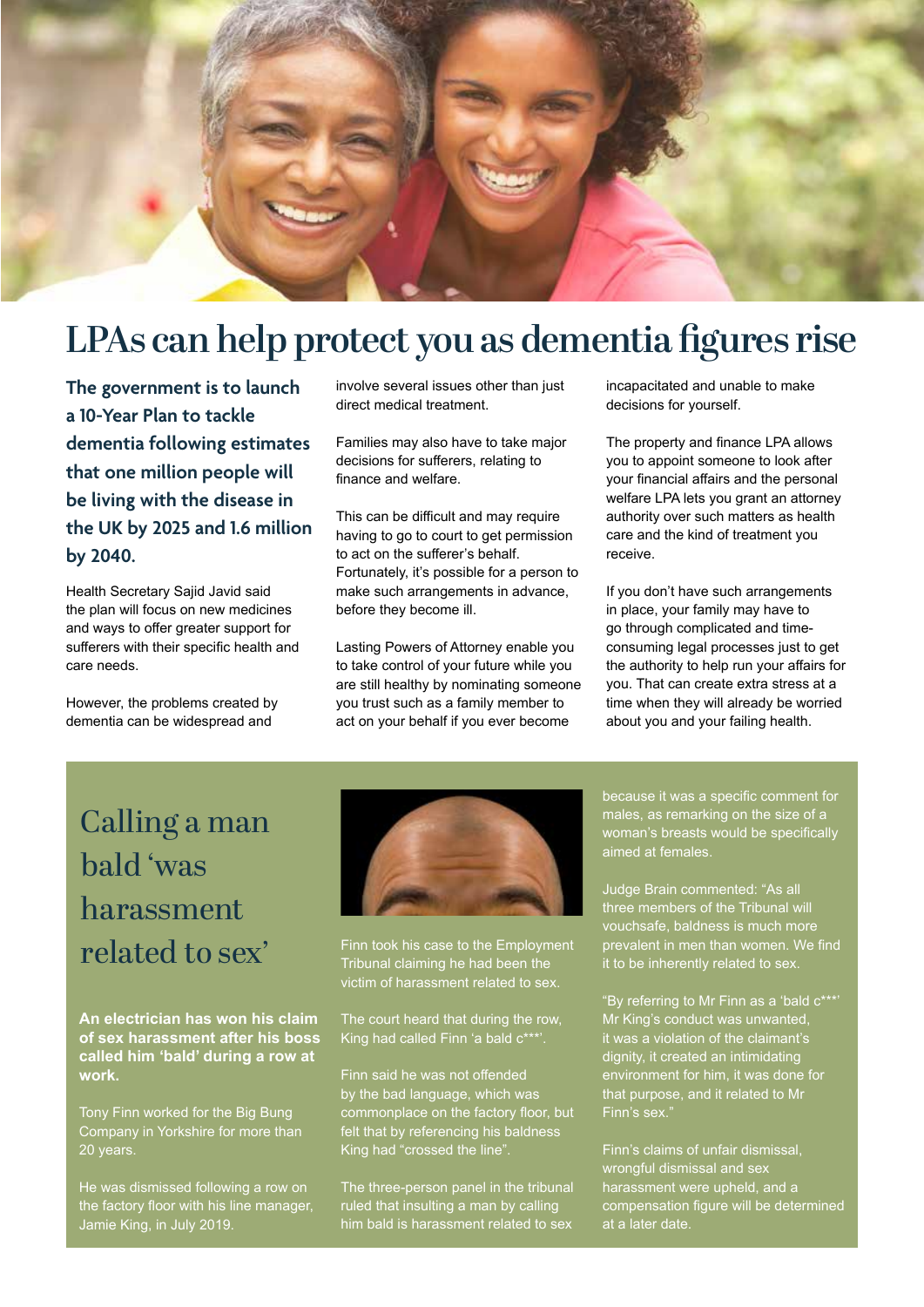# LPAs can help protect you as dementia figures rise

**The government is to launch a 10-Year Plan to tackle dementia following estimates that one million people will be living with the disease in the UK by 2025 and 1.6 million by 2040.**

Health Secretary Sajid Javid said the plan will focus on new medicines and ways to offer greater support for sufferers with their specific health and care needs.

However, the problems created by dementia can be widespread and involve several issues other than just direct medical treatment.

Families may also have to take major decisions for sufferers, relating to finance and welfare.

This can be difficult and may require having to go to court to get permission to act on the sufferer's behalf. Fortunately, it's possible for a person to make such arrangements in advance, before they become ill.

Lasting Powers of Attorney enable you to take control of your future while you are still healthy by nominating someone you trust such as a family member to act on your behalf if you ever become incapacitated and unable to make decisions for yourself.

The property and finance LPA allows you to appoint someone to look after your financial affairs and the personal welfare LPA lets you grant an attorney authority over such matters as health care and the kind of treatment you receive.

If you don't have such arrangements in place, your family may have to go through complicated and time-consuming legal processes just to get the authority to help run your affairs for you. That can create extra stress at a time when they will already be worried about you and your failing health.

## Calling a man bald 'was harassment related to sex'

**An electrician has won his claim of sex harassment after his boss called him 'bald' during a row at work.**

Tony Finn worked for the Big Bung Company in Yorkshire for more than 20 years.

He was dismissed following a row on the factory floor with his line manager, Jamie King, in July 2019.

Finn took his case to the Employment Tribunal claiming he had been the victim of harassment related to sex.

The court heard that during the row, King had called Finn 'a bald c***'.

Finn said he was not offended by the bad language, which was commonplace on the factory floor, but felt that by referencing his baldness King had "crossed the line".

The three-person panel in the tribunal ruled that insulting a man by calling him bald is harassment related to sex because it was a specific comment for males, as remarking on the size of a woman's breasts would be specifically aimed at females.

Judge Brain commented: "As all three members of the Tribunal will vouchsafe, baldness is much more prevalent in men than women. We find it to be inherently related to sex.

"By referring to Mr Finn as a 'bald c***' Mr King's conduct was unwanted, it was a violation of the claimant's dignity, it created an intimidating environment for him, it was done for that purpose, and it related to Mr Finn's sex."

Finn's claims of unfair dismissal, wrongful dismissal and sex harassment were upheld, and a compensation figure will be determined at a later date.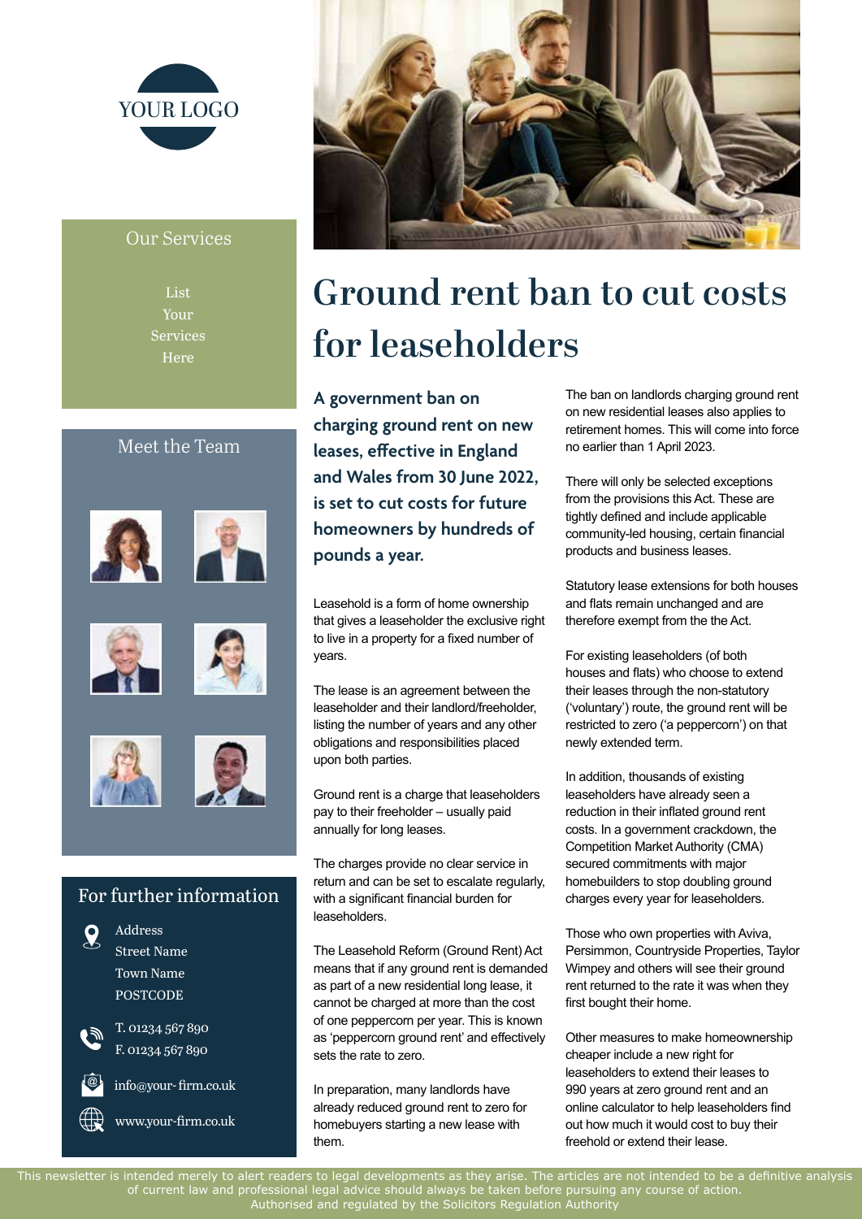YOUR LOGO

## Our Services

List
Your
Services
Here

## Meet the Team

## For further information

Address
Street Name
Town Name
POSTCODE

T. 01234 567 890
F. 01234 567 890

info@your-firm.co.uk

www.your-firm.co.uk

# Ground rent ban to cut costs for leaseholders

**A government ban on charging ground rent on new leases, effective in England and Wales from 30 June 2022, is set to cut costs for future homeowners by hundreds of pounds a year.**

Leasehold is a form of home ownership that gives a leaseholder the exclusive right to live in a property for a fixed number of years.

The lease is an agreement between the leaseholder and their landlord/freeholder, listing the number of years and any other obligations and responsibilities placed upon both parties.

Ground rent is a charge that leaseholders pay to their freeholder – usually paid annually for long leases.

The charges provide no clear service in return and can be set to escalate regularly, with a significant financial burden for leaseholders.

The Leasehold Reform (Ground Rent) Act means that if any ground rent is demanded as part of a new residential long lease, it cannot be charged at more than the cost of one peppercorn per year. This is known as 'peppercorn ground rent' and effectively sets the rate to zero.

In preparation, many landlords have already reduced ground rent to zero for homebuyers starting a new lease with them.

The ban on landlords charging ground rent on new residential leases also applies to retirement homes. This will come into force no earlier than 1 April 2023.

There will only be selected exceptions from the provisions this Act. These are tightly defined and include applicable community-led housing, certain financial products and business leases.

Statutory lease extensions for both houses and flats remain unchanged and are therefore exempt from the the Act.

For existing leaseholders (of both houses and flats) who choose to extend their leases through the non-statutory ('voluntary') route, the ground rent will be restricted to zero ('a peppercorn') on that newly extended term.

In addition, thousands of existing leaseholders have already seen a reduction in their inflated ground rent costs. In a government crackdown, the Competition Market Authority (CMA) secured commitments with major homebuilders to stop doubling ground charges every year for leaseholders.

Those who own properties with Aviva, Persimmon, Countryside Properties, Taylor Wimpey and others will see their ground rent returned to the rate it was when they first bought their home.

Other measures to make homeownership cheaper include a new right for leaseholders to extend their leases to 990 years at zero ground rent and an online calculator to help leaseholders find out how much it would cost to buy their freehold or extend their lease.

This newsletter is intended merely to alert readers to legal developments as they arise. The articles are not intended to be a definitive analysis of current law and professional legal advice should always be taken before pursuing any course of action.
Authorised and regulated by the Solicitors Regulation Authority